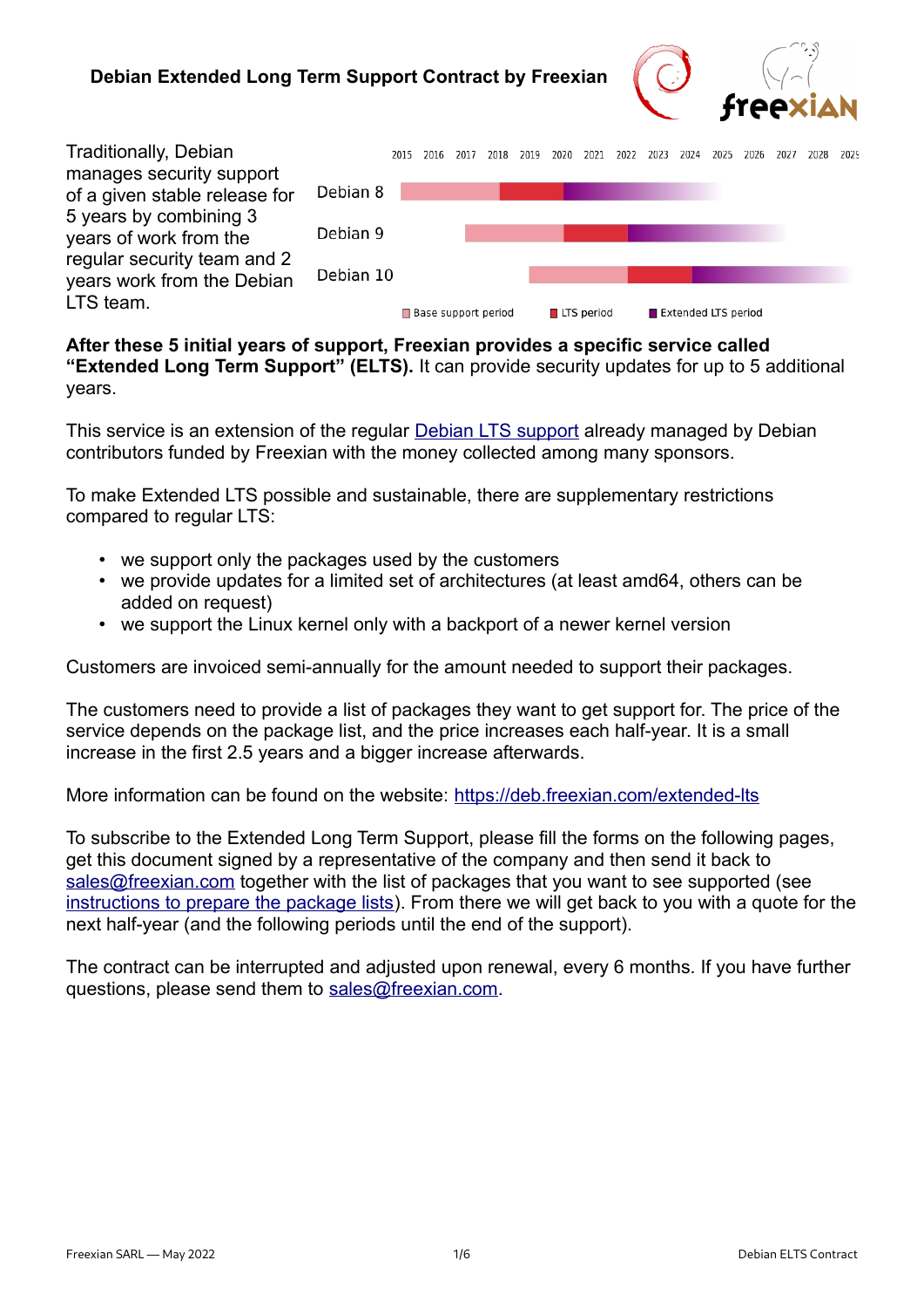# Debian Extended Long Term Support Contract by Freexian

Traditionally, Debian manages security support of a given stable release for 5 years by combining 3 years of work from the regular security team and 2 years work from the Debian LTS team.

2015 2016 2017 2018 2019 2020 2021 2022 2023 2024 2025 2026 2027 2028 2029

Debian 8

Debian 9

Debian 10

Base support period
LTS period
Extended LTS period

**After these 5 initial years of support, Freexian provides a specific service called "Extended Long Term Support" (ELTS).** It can provide security updates for up to 5 additional years.

This service is an extension of the regular [Debian LTS support]() already managed by Debian contributors funded by Freexian with the money collected among many sponsors.

To make Extended LTS possible and sustainable, there are supplementary restrictions compared to regular LTS:

- we support only the packages used by the customers
- we provide updates for a limited set of architectures (at least amd64, others can be added on request)
- we support the Linux kernel only with a backport of a newer kernel version

Customers are invoiced semi-annually for the amount needed to support their packages.

The customers need to provide a list of packages they want to get support for. The price of the service depends on the package list, and the price increases each half-year. It is a small increase in the first 2.5 years and a bigger increase afterwards.

More information can be found on the website: https://deb.freexian.com/extended-lts

To subscribe to the Extended Long Term Support, please fill the forms on the following pages, get this document signed by a representative of the company and then send it back to sales@freexian.com together with the list of packages that you want to see supported (see [instructions to prepare the package lists]()). From there we will get back to you with a quote for the next half-year (and the following periods until the end of the support).

The contract can be interrupted and adjusted upon renewal, every 6 months. If you have further questions, please send them to sales@freexian.com.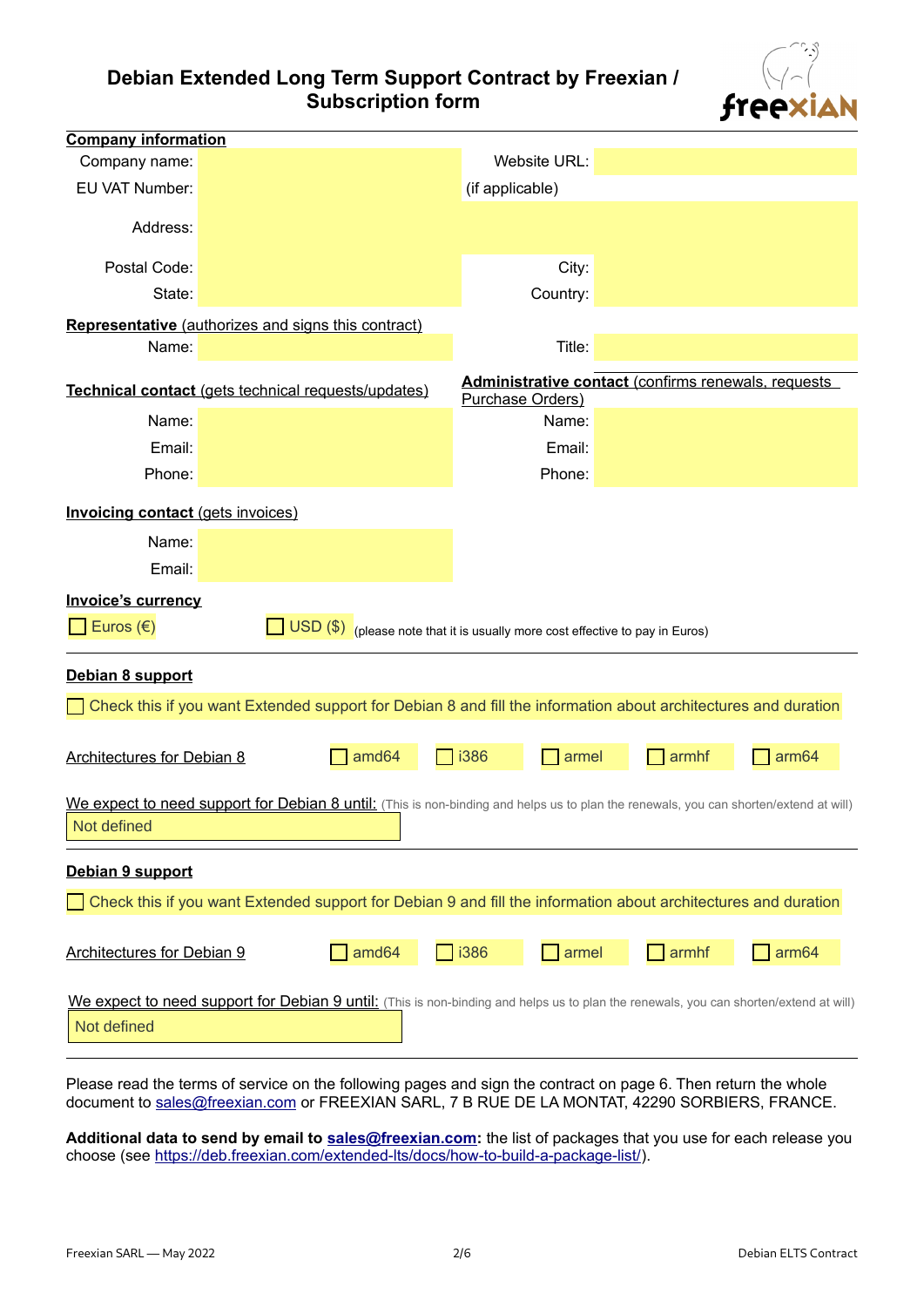# Debian Extended Long Term Support Contract by Freexian / Subscription form

**Company information**

Company name: 

Website URL: 

EU VAT Number: 

(if applicable)

Address: 

Postal Code: 

City: 

State: 

Country: 

**Representative** (authorizes and signs this contract)

Name: 

Title: 

**Technical contact** (gets technical requests/updates)

Name: 

Email: 

Phone: 

**Administrative contact** (confirms renewals, requests Purchase Orders)

Name: 

Email: 

Phone: 

**Invoicing contact** (gets invoices)

Name: 

Email: 

**Invoice's currency**

☐ Euros (€)  ☐ USD ($) (please note that it is usually more cost effective to pay in Euros)

**Debian 8 support**

☐ Check this if you want Extended support for Debian 8 and fill the information about architectures and duration

Architectures for Debian 8  ☐ amd64  ☐ i386  ☐ armel  ☐ armhf  ☐ arm64

We expect to need support for Debian 8 until: (This is non-binding and helps us to plan the renewals, you can shorten/extend at will)

Not defined

**Debian 9 support**

☐ Check this if you want Extended support for Debian 9 and fill the information about architectures and duration

Architectures for Debian 9  ☐ amd64  ☐ i386  ☐ armel  ☐ armhf  ☐ arm64

We expect to need support for Debian 9 until: (This is non-binding and helps us to plan the renewals, you can shorten/extend at will)

Not defined

Please read the terms of service on the following pages and sign the contract on page 6. Then return the whole document to sales@freexian.com or FREEXIAN SARL, 7 B RUE DE LA MONTAT, 42290 SORBIERS, FRANCE.

**Additional data to send by email to sales@freexian.com:** the list of packages that you use for each release you choose (see https://deb.freexian.com/extended-lts/docs/how-to-build-a-package-list/).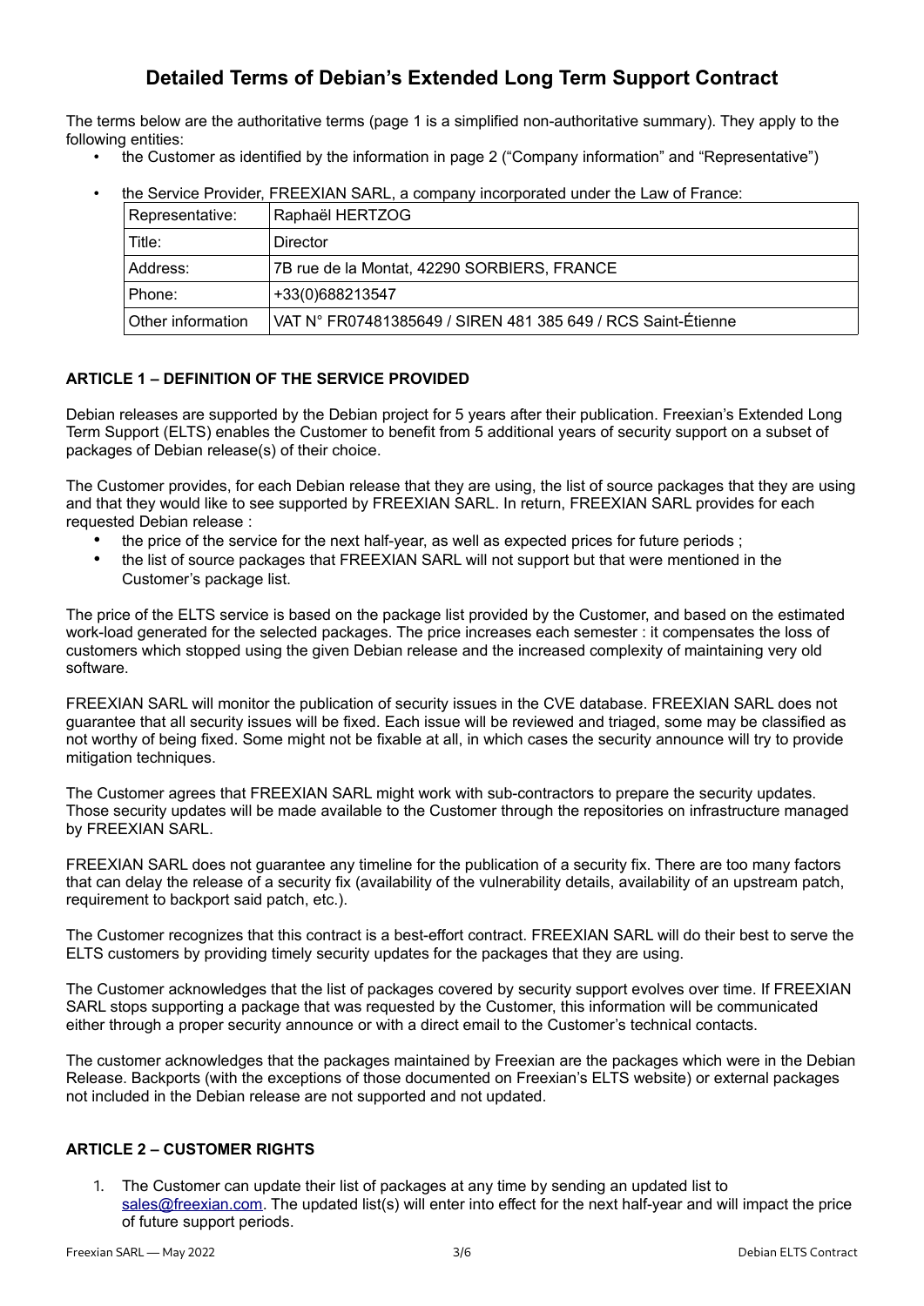# Detailed Terms of Debian's Extended Long Term Support Contract

The terms below are the authoritative terms (page 1 is a simplified non-authoritative summary). They apply to the following entities:

- the Customer as identified by the information in page 2 ("Company information" and "Representative")
- the Service Provider, FREEXIAN SARL, a company incorporated under the Law of France:

| | |
|---|---|
| Representative: | Raphaël HERTZOG |
| Title: | Director |
| Address: | 7B rue de la Montat, 42290 SORBIERS, FRANCE |
| Phone: | +33(0)688213547 |
| Other information | VAT N° FR07481385649 / SIREN 481 385 649 / RCS Saint-Étienne |

### ARTICLE 1 – DEFINITION OF THE SERVICE PROVIDED

Debian releases are supported by the Debian project for 5 years after their publication. Freexian's Extended Long Term Support (ELTS) enables the Customer to benefit from 5 additional years of security support on a subset of packages of Debian release(s) of their choice.

The Customer provides, for each Debian release that they are using, the list of source packages that they are using and that they would like to see supported by FREEXIAN SARL. In return, FREEXIAN SARL provides for each requested Debian release :

- the price of the service for the next half-year, as well as expected prices for future periods ;
- the list of source packages that FREEXIAN SARL will not support but that were mentioned in the Customer's package list.

The price of the ELTS service is based on the package list provided by the Customer, and based on the estimated work-load generated for the selected packages. The price increases each semester : it compensates the loss of customers which stopped using the given Debian release and the increased complexity of maintaining very old software.

FREEXIAN SARL will monitor the publication of security issues in the CVE database. FREEXIAN SARL does not guarantee that all security issues will be fixed. Each issue will be reviewed and triaged, some may be classified as not worthy of being fixed. Some might not be fixable at all, in which cases the security announce will try to provide mitigation techniques.

The Customer agrees that FREEXIAN SARL might work with sub-contractors to prepare the security updates. Those security updates will be made available to the Customer through the repositories on infrastructure managed by FREEXIAN SARL.

FREEXIAN SARL does not guarantee any timeline for the publication of a security fix. There are too many factors that can delay the release of a security fix (availability of the vulnerability details, availability of an upstream patch, requirement to backport said patch, etc.).

The Customer recognizes that this contract is a best-effort contract. FREEXIAN SARL will do their best to serve the ELTS customers by providing timely security updates for the packages that they are using.

The Customer acknowledges that the list of packages covered by security support evolves over time. If FREEXIAN SARL stops supporting a package that was requested by the Customer, this information will be communicated either through a proper security announce or with a direct email to the Customer's technical contacts.

The customer acknowledges that the packages maintained by Freexian are the packages which were in the Debian Release. Backports (with the exceptions of those documented on Freexian's ELTS website) or external packages not included in the Debian release are not supported and not updated.

### ARTICLE 2 – CUSTOMER RIGHTS

1. The Customer can update their list of packages at any time by sending an updated list to sales@freexian.com. The updated list(s) will enter into effect for the next half-year and will impact the price of future support periods.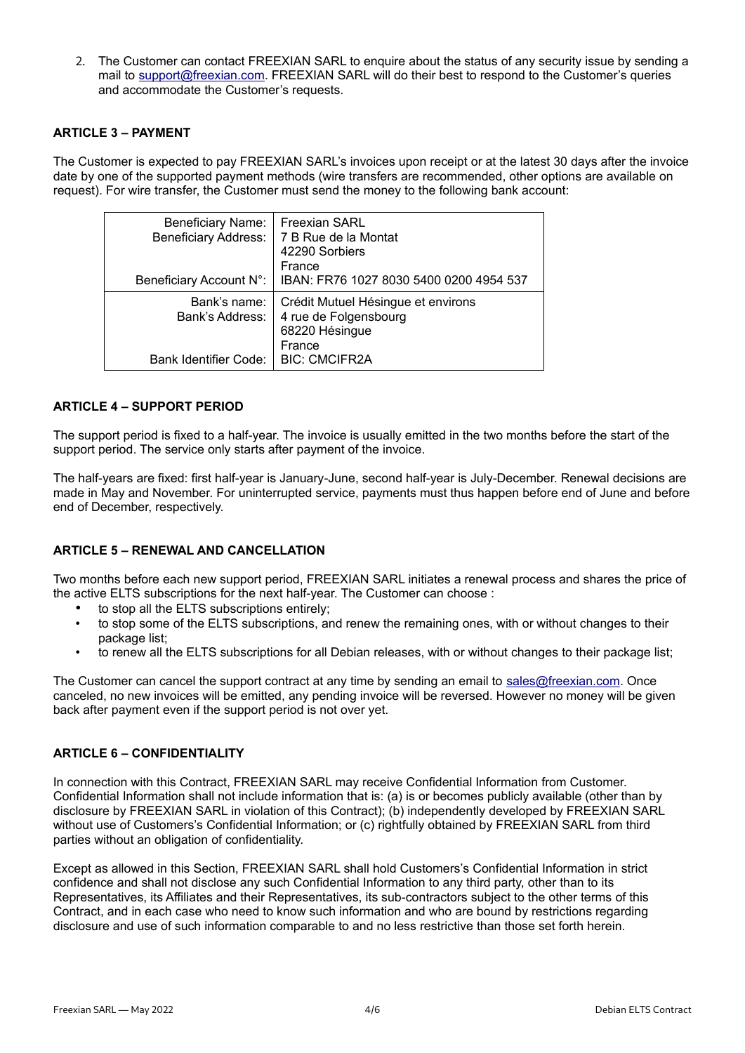2. The Customer can contact FREEXIAN SARL to enquire about the status of any security issue by sending a mail to support@freexian.com. FREEXIAN SARL will do their best to respond to the Customer's queries and accommodate the Customer's requests.

**ARTICLE 3 – PAYMENT**

The Customer is expected to pay FREEXIAN SARL's invoices upon receipt or at the latest 30 days after the invoice date by one of the supported payment methods (wire transfers are recommended, other options are available on request). For wire transfer, the Customer must send the money to the following bank account:

| | |
|---|---|
| Beneficiary Name: | Freexian SARL |
| Beneficiary Address: | 7 B Rue de la Montat<br>42290 Sorbiers<br>France |
| Beneficiary Account N°: | IBAN: FR76 1027 8030 5400 0200 4954 537 |
| Bank's name: | Crédit Mutuel Hésingue et environs |
| Bank's Address: | 4 rue de Folgensbourg<br>68220 Hésingue<br>France |
| Bank Identifier Code: | BIC: CMCIFR2A |

**ARTICLE 4 – SUPPORT PERIOD**

The support period is fixed to a half-year. The invoice is usually emitted in the two months before the start of the support period. The service only starts after payment of the invoice.

The half-years are fixed: first half-year is January-June, second half-year is July-December. Renewal decisions are made in May and November. For uninterrupted service, payments must thus happen before end of June and before end of December, respectively.

**ARTICLE 5 – RENEWAL AND CANCELLATION**

Two months before each new support period, FREEXIAN SARL initiates a renewal process and shares the price of the active ELTS subscriptions for the next half-year. The Customer can choose :

- to stop all the ELTS subscriptions entirely;
- to stop some of the ELTS subscriptions, and renew the remaining ones, with or without changes to their package list;
- to renew all the ELTS subscriptions for all Debian releases, with or without changes to their package list;

The Customer can cancel the support contract at any time by sending an email to sales@freexian.com. Once canceled, no new invoices will be emitted, any pending invoice will be reversed. However no money will be given back after payment even if the support period is not over yet.

**ARTICLE 6 – CONFIDENTIALITY**

In connection with this Contract, FREEXIAN SARL may receive Confidential Information from Customer. Confidential Information shall not include information that is: (a) is or becomes publicly available (other than by disclosure by FREEXIAN SARL in violation of this Contract); (b) independently developed by FREEXIAN SARL without use of Customers's Confidential Information; or (c) rightfully obtained by FREEXIAN SARL from third parties without an obligation of confidentiality.

Except as allowed in this Section, FREEXIAN SARL shall hold Customers's Confidential Information in strict confidence and shall not disclose any such Confidential Information to any third party, other than to its Representatives, its Affiliates and their Representatives, its sub-contractors subject to the other terms of this Contract, and in each case who need to know such information and who are bound by restrictions regarding disclosure and use of such information comparable to and no less restrictive than those set forth herein.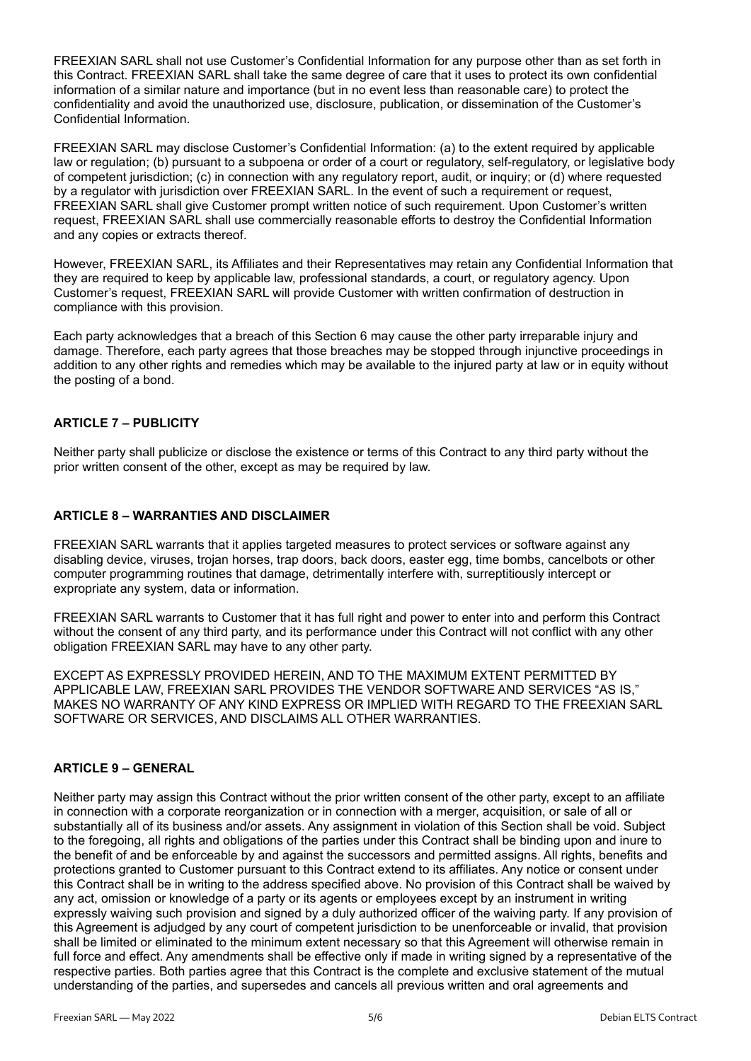FREEXIAN SARL shall not use Customer's Confidential Information for any purpose other than as set forth in this Contract. FREEXIAN SARL shall take the same degree of care that it uses to protect its own confidential information of a similar nature and importance (but in no event less than reasonable care) to protect the confidentiality and avoid the unauthorized use, disclosure, publication, or dissemination of the Customer's Confidential Information.

FREEXIAN SARL may disclose Customer's Confidential Information: (a) to the extent required by applicable law or regulation; (b) pursuant to a subpoena or order of a court or regulatory, self-regulatory, or legislative body of competent jurisdiction; (c) in connection with any regulatory report, audit, or inquiry; or (d) where requested by a regulator with jurisdiction over FREEXIAN SARL. In the event of such a requirement or request, FREEXIAN SARL shall give Customer prompt written notice of such requirement. Upon Customer's written request, FREEXIAN SARL shall use commercially reasonable efforts to destroy the Confidential Information and any copies or extracts thereof.

However, FREEXIAN SARL, its Affiliates and their Representatives may retain any Confidential Information that they are required to keep by applicable law, professional standards, a court, or regulatory agency. Upon Customer's request, FREEXIAN SARL will provide Customer with written confirmation of destruction in compliance with this provision.

Each party acknowledges that a breach of this Section 6 may cause the other party irreparable injury and damage. Therefore, each party agrees that those breaches may be stopped through injunctive proceedings in addition to any other rights and remedies which may be available to the injured party at law or in equity without the posting of a bond.

## ARTICLE 7 – PUBLICITY

Neither party shall publicize or disclose the existence or terms of this Contract to any third party without the prior written consent of the other, except as may be required by law.

## ARTICLE 8 – WARRANTIES AND DISCLAIMER

FREEXIAN SARL warrants that it applies targeted measures to protect services or software against any disabling device, viruses, trojan horses, trap doors, back doors, easter egg, time bombs, cancelbots or other computer programming routines that damage, detrimentally interfere with, surreptitiously intercept or expropriate any system, data or information.

FREEXIAN SARL warrants to Customer that it has full right and power to enter into and perform this Contract without the consent of any third party, and its performance under this Contract will not conflict with any other obligation FREEXIAN SARL may have to any other party.

EXCEPT AS EXPRESSLY PROVIDED HEREIN, AND TO THE MAXIMUM EXTENT PERMITTED BY APPLICABLE LAW, FREEXIAN SARL PROVIDES THE VENDOR SOFTWARE AND SERVICES "AS IS," MAKES NO WARRANTY OF ANY KIND EXPRESS OR IMPLIED WITH REGARD TO THE FREEXIAN SARL SOFTWARE OR SERVICES, AND DISCLAIMS ALL OTHER WARRANTIES.

## ARTICLE 9 – GENERAL

Neither party may assign this Contract without the prior written consent of the other party, except to an affiliate in connection with a corporate reorganization or in connection with a merger, acquisition, or sale of all or substantially all of its business and/or assets. Any assignment in violation of this Section shall be void. Subject to the foregoing, all rights and obligations of the parties under this Contract shall be binding upon and inure to the benefit of and be enforceable by and against the successors and permitted assigns. All rights, benefits and protections granted to Customer pursuant to this Contract extend to its affiliates. Any notice or consent under this Contract shall be in writing to the address specified above. No provision of this Contract shall be waived by any act, omission or knowledge of a party or its agents or employees except by an instrument in writing expressly waiving such provision and signed by a duly authorized officer of the waiving party. If any provision of this Agreement is adjudged by any court of competent jurisdiction to be unenforceable or invalid, that provision shall be limited or eliminated to the minimum extent necessary so that this Agreement will otherwise remain in full force and effect. Any amendments shall be effective only if made in writing signed by a representative of the respective parties. Both parties agree that this Contract is the complete and exclusive statement of the mutual understanding of the parties, and supersedes and cancels all previous written and oral agreements and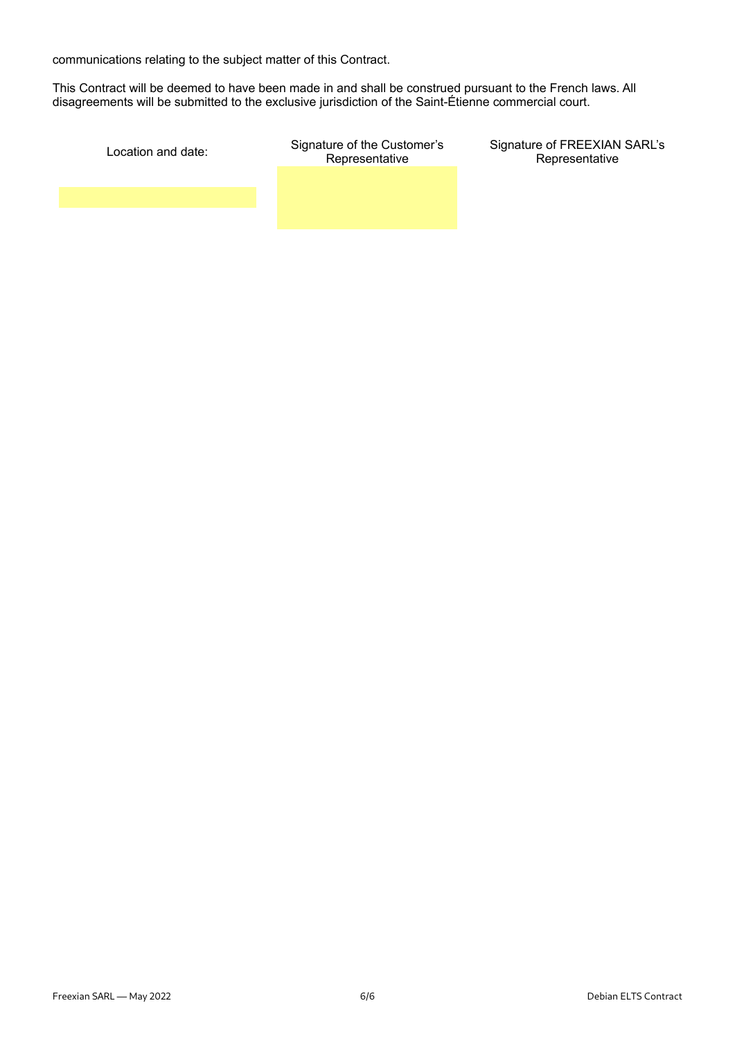communications relating to the subject matter of this Contract.

This Contract will be deemed to have been made in and shall be construed pursuant to the French laws. All disagreements will be submitted to the exclusive jurisdiction of the Saint-Étienne commercial court.

| Location and date: | Signature of the Customer's Representative | Signature of FREEXIAN SARL's Representative |
| --- | --- | --- |
| | | |